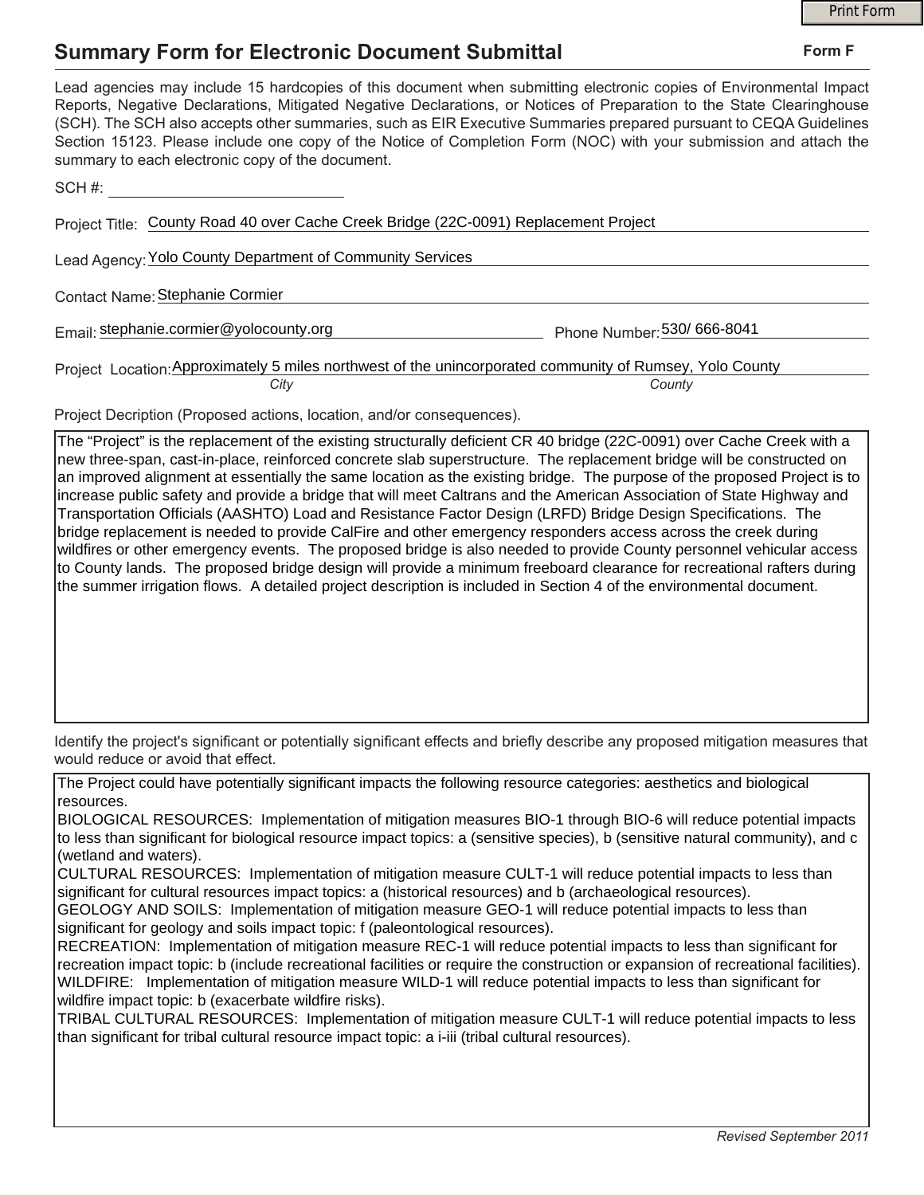# Summary Form for Electronic Document Submittal

**Form F**

Lead agencies may include 15 hardcopies of this document when submitting electronic copies of Environmental Impact Reports, Negative Declarations, Mitigated Negative Declarations, or Notices of Preparation to the State Clearinghouse (SCH). The SCH also accepts other summaries, such as EIR Executive Summaries prepared pursuant to CEQA Guidelines Section 15123. Please include one copy of the Notice of Completion Form (NOC) with your submission and attach the summary to each electronic copy of the document.

SCH #: ____________________

Project Title: County Road 40 over Cache Creek Bridge (22C-0091) Replacement Project

Lead Agency: Yolo County Department of Community Services

Contact Name: Stephanie Cormier

Email: stephanie.cormier@yolocounty.org

Phone Number: 530/ 666-8041

Project Location: Approximately 5 miles northwest of the unincorporated community of Rumsey, Yolo County
*City* *County*

Project Decription (Proposed actions, location, and/or consequences).

The "Project" is the replacement of the existing structurally deficient CR 40 bridge (22C-0091) over Cache Creek with a new three-span, cast-in-place, reinforced concrete slab superstructure. The replacement bridge will be constructed on an improved alignment at essentially the same location as the existing bridge. The purpose of the proposed Project is to increase public safety and provide a bridge that will meet Caltrans and the American Association of State Highway and Transportation Officials (AASHTO) Load and Resistance Factor Design (LRFD) Bridge Design Specifications. The bridge replacement is needed to provide CalFire and other emergency responders access across the creek during wildfires or other emergency events. The proposed bridge is also needed to provide County personnel vehicular access to County lands. The proposed bridge design will provide a minimum freeboard clearance for recreational rafters during the summer irrigation flows. A detailed project description is included in Section 4 of the environmental document.

Identify the project's significant or potentially significant effects and briefly describe any proposed mitigation measures that would reduce or avoid that effect.

The Project could have potentially significant impacts the following resource categories: aesthetics and biological resources.
BIOLOGICAL RESOURCES: Implementation of mitigation measures BIO-1 through BIO-6 will reduce potential impacts to less than significant for biological resource impact topics: a (sensitive species), b (sensitive natural community), and c (wetland and waters).
CULTURAL RESOURCES: Implementation of mitigation measure CULT-1 will reduce potential impacts to less than significant for cultural resources impact topics: a (historical resources) and b (archaeological resources).
GEOLOGY AND SOILS: Implementation of mitigation measure GEO-1 will reduce potential impacts to less than significant for geology and soils impact topic: f (paleontological resources).
RECREATION: Implementation of mitigation measure REC-1 will reduce potential impacts to less than significant for recreation impact topic: b (include recreational facilities or require the construction or expansion of recreational facilities).
WILDFIRE: Implementation of mitigation measure WILD-1 will reduce potential impacts to less than significant for wildfire impact topic: b (exacerbate wildfire risks).
TRIBAL CULTURAL RESOURCES: Implementation of mitigation measure CULT-1 will reduce potential impacts to less than significant for tribal cultural resource impact topic: a i-iii (tribal cultural resources).

*Revised September 2011*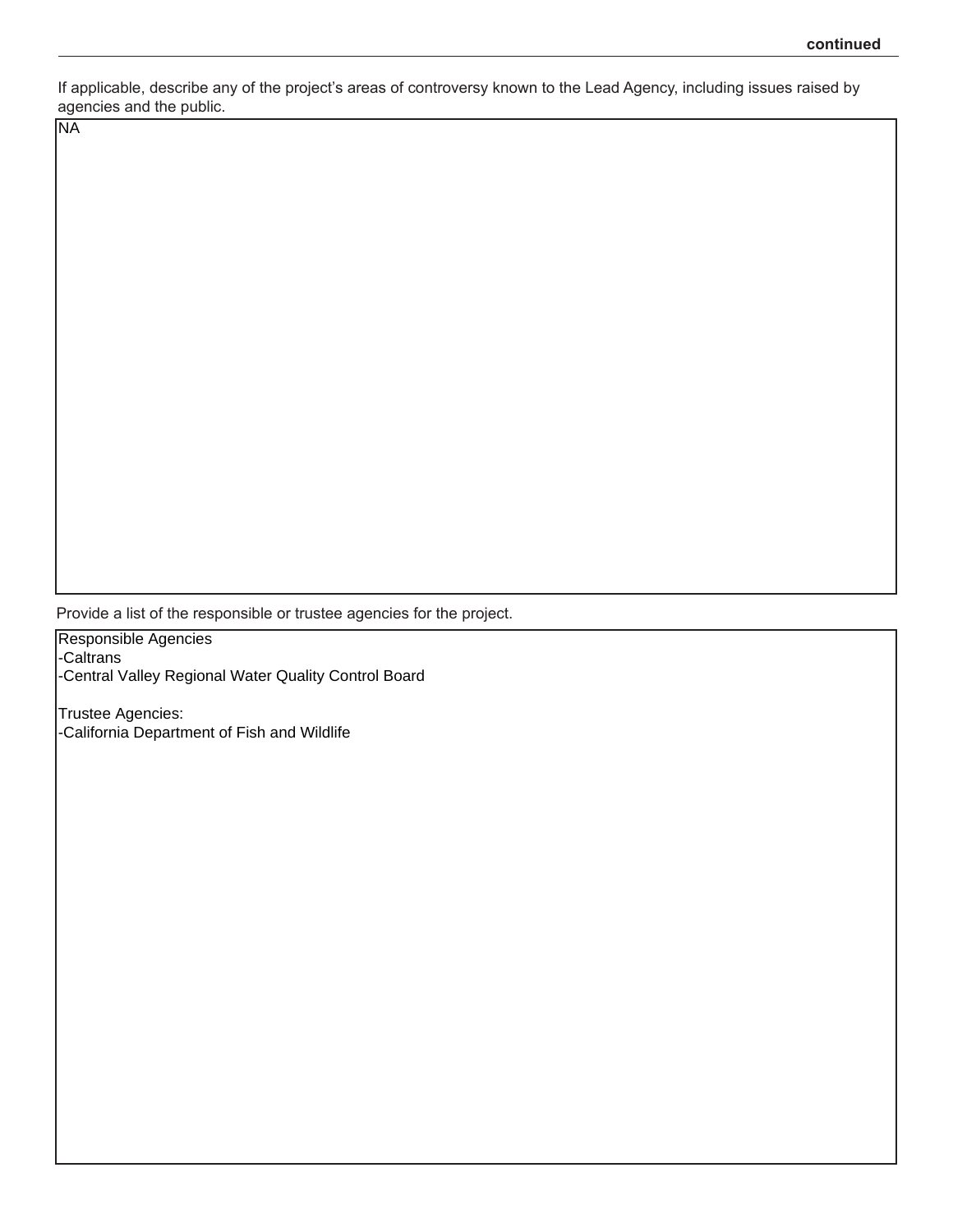If applicable, describe any of the project's areas of controversy known to the Lead Agency, including issues raised by agencies and the public.

NA

Provide a list of the responsible or trustee agencies for the project.

Responsible Agencies
-Caltrans
-Central Valley Regional Water Quality Control Board

Trustee Agencies:
-California Department of Fish and Wildlife